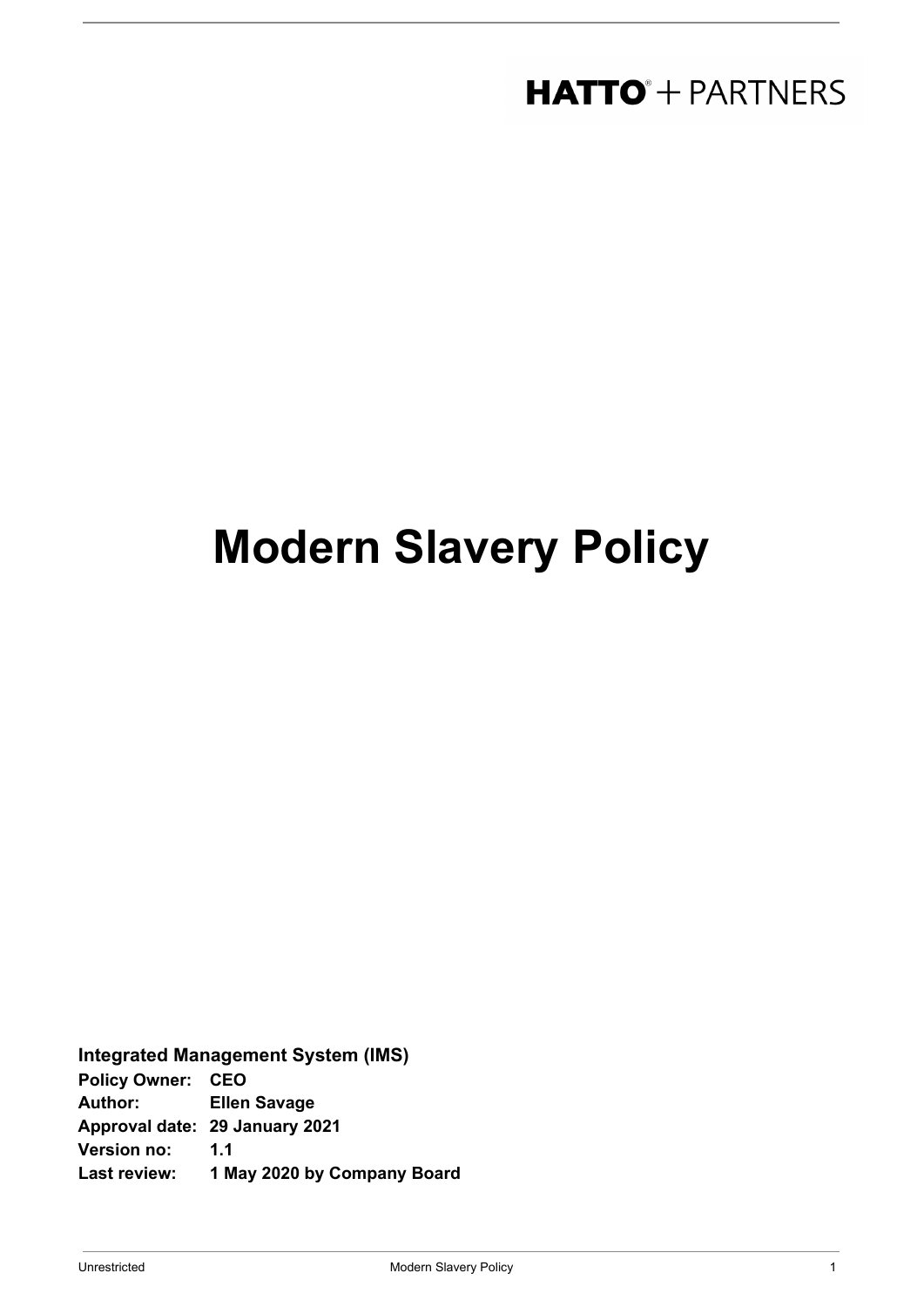HATTO® + PARTNERS

# Modern Slavery Policy

**Integrated Management System (IMS)**

**Policy Owner:** **CEO**
**Author:** **Ellen Savage**
**Approval date:** **29 January 2021**
**Version no:** **1.1**
**Last review:** **1 May 2020 by Company Board**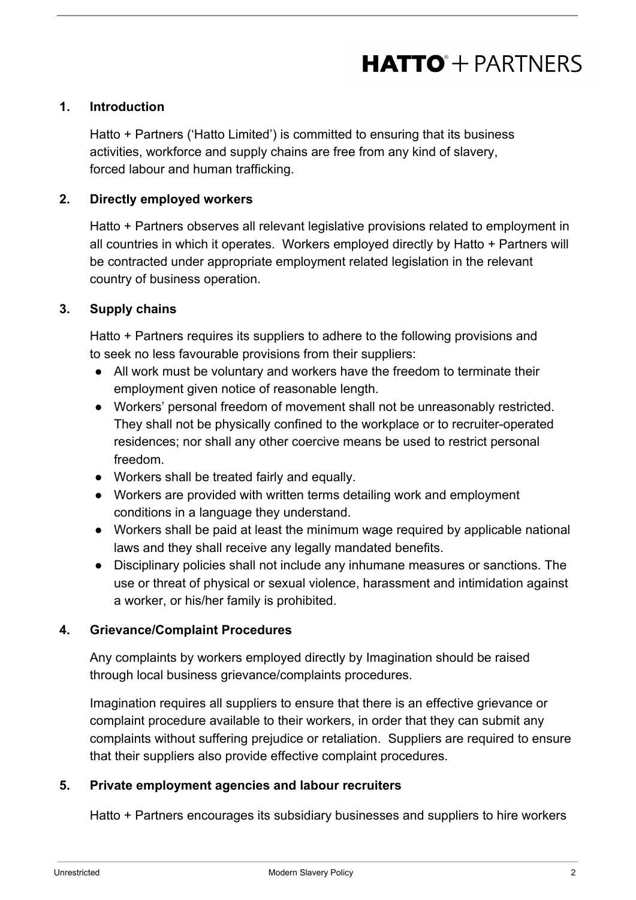## 1. Introduction

Hatto + Partners ('Hatto Limited') is committed to ensuring that its business activities, workforce and supply chains are free from any kind of slavery, forced labour and human trafficking.

## 2. Directly employed workers

Hatto + Partners observes all relevant legislative provisions related to employment in all countries in which it operates. Workers employed directly by Hatto + Partners will be contracted under appropriate employment related legislation in the relevant country of business operation.

## 3. Supply chains

Hatto + Partners requires its suppliers to adhere to the following provisions and to seek no less favourable provisions from their suppliers:

- All work must be voluntary and workers have the freedom to terminate their employment given notice of reasonable length.
- Workers' personal freedom of movement shall not be unreasonably restricted. They shall not be physically confined to the workplace or to recruiter-operated residences; nor shall any other coercive means be used to restrict personal freedom.
- Workers shall be treated fairly and equally.
- Workers are provided with written terms detailing work and employment conditions in a language they understand.
- Workers shall be paid at least the minimum wage required by applicable national laws and they shall receive any legally mandated benefits.
- Disciplinary policies shall not include any inhumane measures or sanctions. The use or threat of physical or sexual violence, harassment and intimidation against a worker, or his/her family is prohibited.

## 4. Grievance/Complaint Procedures

Any complaints by workers employed directly by Imagination should be raised through local business grievance/complaints procedures.

Imagination requires all suppliers to ensure that there is an effective grievance or complaint procedure available to their workers, in order that they can submit any complaints without suffering prejudice or retaliation. Suppliers are required to ensure that their suppliers also provide effective complaint procedures.

## 5. Private employment agencies and labour recruiters

Hatto + Partners encourages its subsidiary businesses and suppliers to hire workers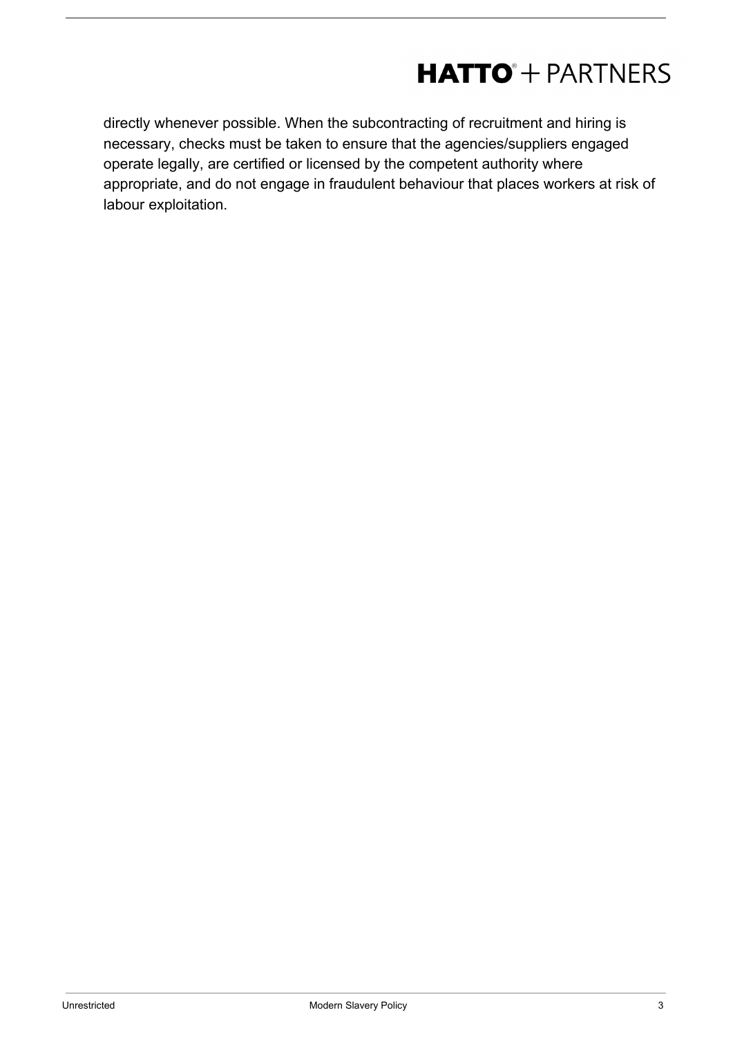directly whenever possible. When the subcontracting of recruitment and hiring is necessary, checks must be taken to ensure that the agencies/suppliers engaged operate legally, are certified or licensed by the competent authority where appropriate, and do not engage in fraudulent behaviour that places workers at risk of labour exploitation.